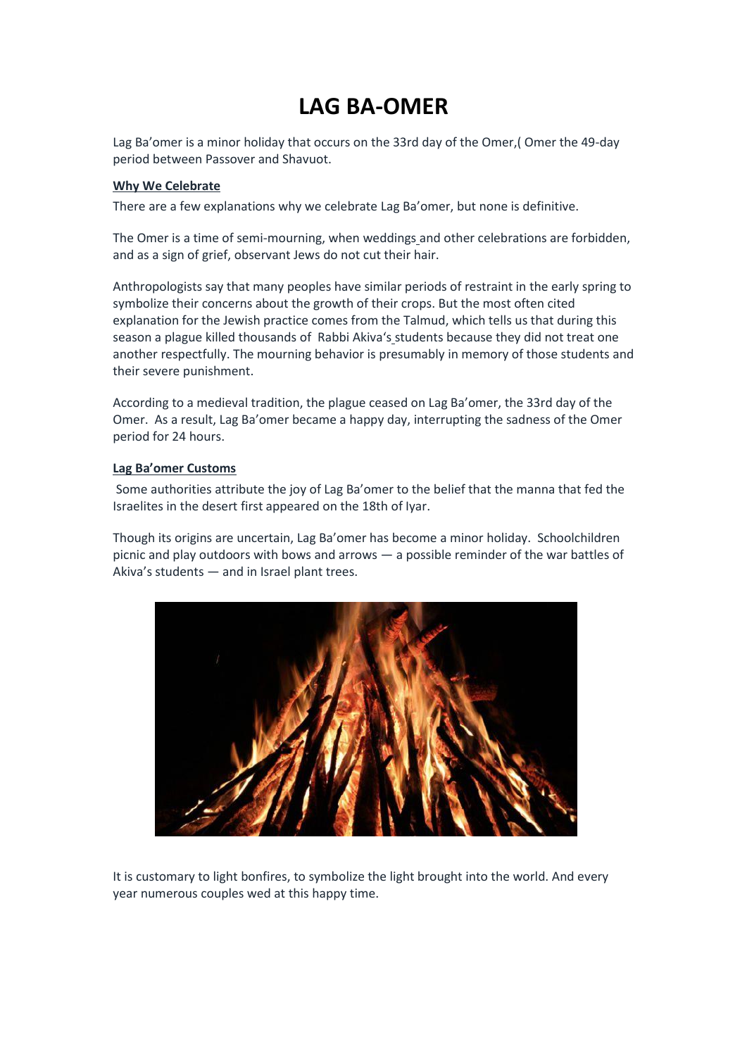# LAG BA-OMER

Lag Ba'omer is a minor holiday that occurs on the 33rd day of the Omer,( Omer the 49-day period between Passover and Shavuot.

**Why We Celebrate**

There are a few explanations why we celebrate Lag Ba'omer, but none is definitive.

The Omer is a time of semi-mourning, when weddings and other celebrations are forbidden, and as a sign of grief, observant Jews do not cut their hair.

Anthropologists say that many peoples have similar periods of restraint in the early spring to symbolize their concerns about the growth of their crops. But the most often cited explanation for the Jewish practice comes from the Talmud, which tells us that during this season a plague killed thousands of Rabbi Akiva's students because they did not treat one another respectfully. The mourning behavior is presumably in memory of those students and their severe punishment.

According to a medieval tradition, the plague ceased on Lag Ba'omer, the 33rd day of the Omer. As a result, Lag Ba'omer became a happy day, interrupting the sadness of the Omer period for 24 hours.

**Lag Ba'omer Customs**

Some authorities attribute the joy of Lag Ba'omer to the belief that the manna that fed the Israelites in the desert first appeared on the 18th of Iyar.

Though its origins are uncertain, Lag Ba'omer has become a minor holiday. Schoolchildren picnic and play outdoors with bows and arrows — a possible reminder of the war battles of Akiva's students — and in Israel plant trees.

It is customary to light bonfires, to symbolize the light brought into the world. And every year numerous couples wed at this happy time.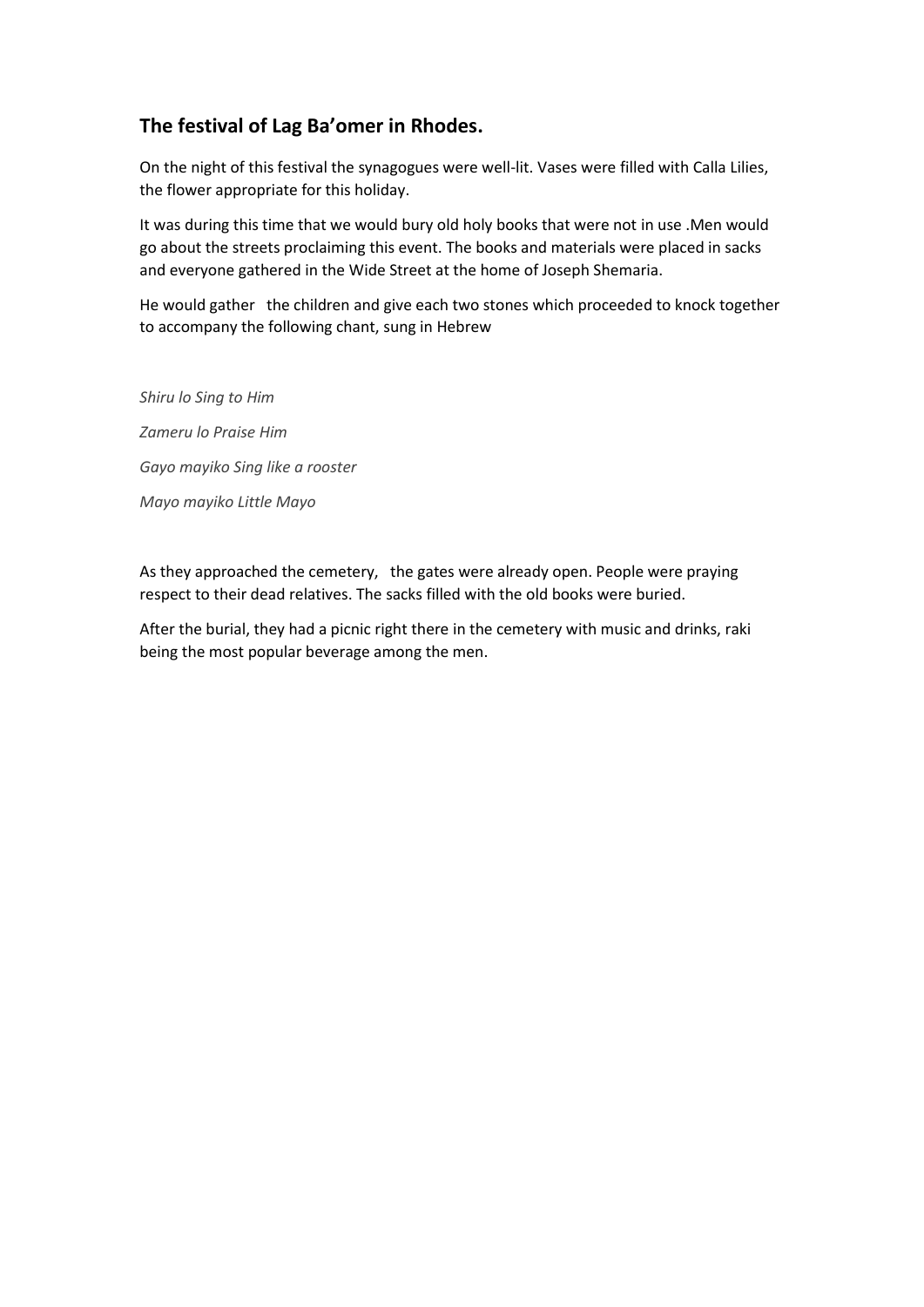## The festival of Lag Ba'omer in Rhodes.

On the night of this festival the synagogues were well-lit. Vases were filled with Calla Lilies, the flower appropriate for this holiday.

It was during this time that we would bury old holy books that were not in use .Men would go about the streets proclaiming this event. The books and materials were placed in sacks and everyone gathered in the Wide Street at the home of Joseph Shemaria.

He would gather the children and give each two stones which proceeded to knock together to accompany the following chant, sung in Hebrew

*Shiru lo Sing to Him*

*Zameru lo Praise Him*

*Gayo mayiko Sing like a rooster*

*Mayo mayiko Little Mayo*

As they approached the cemetery, the gates were already open. People were praying respect to their dead relatives. The sacks filled with the old books were buried.

After the burial, they had a picnic right there in the cemetery with music and drinks, raki being the most popular beverage among the men.